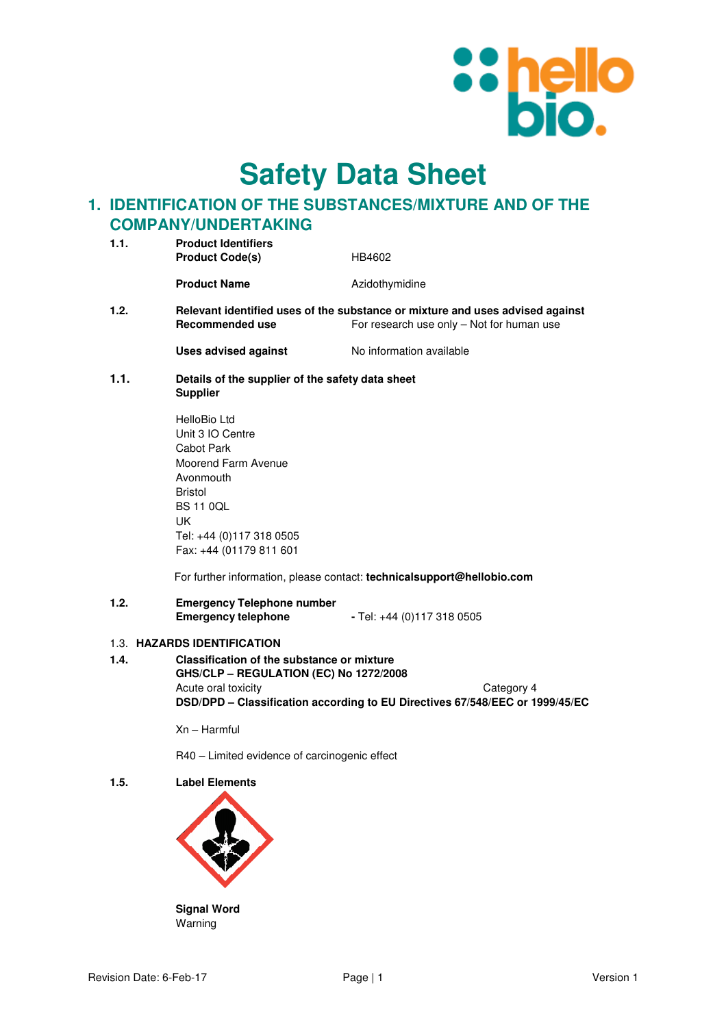# Safety Data Sheet

## 1. IDENTIFICATION OF THE SUBSTANCES/MIXTURE AND OF THE COMPANY/UNDERTAKING

**1.1. Product Identifiers**

**Product Code(s)** HB4602

**Product Name** Azidothymidine

**1.2. Relevant identified uses of the substance or mixture and uses advised against**

**Recommended use** For research use only – Not for human use

**Uses advised against** No information available

**1.1. Details of the supplier of the safety data sheet**

**Supplier**

HelloBio Ltd
Unit 3 IO Centre
Cabot Park
Moorend Farm Avenue
Avonmouth
Bristol
BS 11 0QL
UK
Tel: +44 (0)117 318 0505
Fax: +44 (01179 811 601

For further information, please contact: **technicalsupport@hellobio.com**

**1.2. Emergency Telephone number**

**Emergency telephone** - Tel: +44 (0)117 318 0505

1.3. **HAZARDS IDENTIFICATION**

**1.4. Classification of the substance or mixture**

**GHS/CLP – REGULATION (EC) No 1272/2008**

Acute oral toxicity Category 4

**DSD/DPD – Classification according to EU Directives 67/548/EEC or 1999/45/EC**

Xn – Harmful

R40 – Limited evidence of carcinogenic effect

**1.5. Label Elements**

**Signal Word**
Warning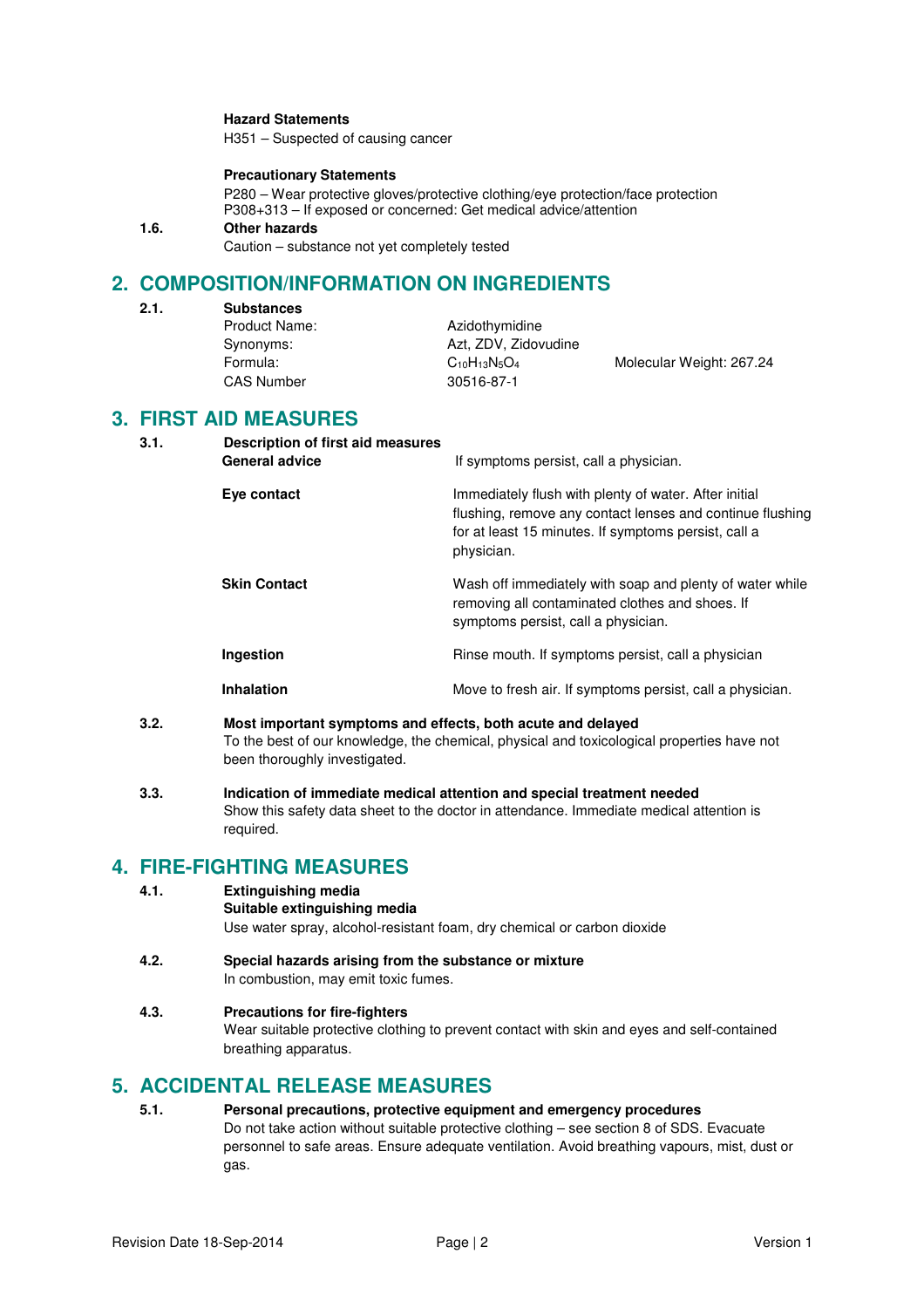**Hazard Statements**

H351 – Suspected of causing cancer

**Precautionary Statements**

P280 – Wear protective gloves/protective clothing/eye protection/face protection
P308+313 – If exposed or concerned: Get medical advice/attention

**1.6. Other hazards**

Caution – substance not yet completely tested

## 2. COMPOSITION/INFORMATION ON INGREDIENTS

**2.1. Substances**

| | | |
|---|---|---|
| Product Name: | Azidothymidine | |
| Synonyms: | Azt, ZDV, Zidovudine | |
| Formula: | $C_{10}H_{13}N_5O_4$ | Molecular Weight: 267.24 |
| CAS Number | 30516-87-1 | |

## 3. FIRST AID MEASURES

**3.1. Description of first aid measures**

| | |
|---|---|
| **General advice** | If symptoms persist, call a physician. |
| **Eye contact** | Immediately flush with plenty of water. After initial flushing, remove any contact lenses and continue flushing for at least 15 minutes. If symptoms persist, call a physician. |
| **Skin Contact** | Wash off immediately with soap and plenty of water while removing all contaminated clothes and shoes. If symptoms persist, call a physician. |
| **Ingestion** | Rinse mouth. If symptoms persist, call a physician |
| **Inhalation** | Move to fresh air. If symptoms persist, call a physician. |

**3.2. Most important symptoms and effects, both acute and delayed**

To the best of our knowledge, the chemical, physical and toxicological properties have not been thoroughly investigated.

**3.3. Indication of immediate medical attention and special treatment needed**

Show this safety data sheet to the doctor in attendance. Immediate medical attention is required.

## 4. FIRE-FIGHTING MEASURES

**4.1. Extinguishing media**

**Suitable extinguishing media**

Use water spray, alcohol-resistant foam, dry chemical or carbon dioxide

**4.2. Special hazards arising from the substance or mixture**

In combustion, may emit toxic fumes.

**4.3. Precautions for fire-fighters**

Wear suitable protective clothing to prevent contact with skin and eyes and self-contained breathing apparatus.

## 5. ACCIDENTAL RELEASE MEASURES

**5.1. Personal precautions, protective equipment and emergency procedures**

Do not take action without suitable protective clothing – see section 8 of SDS. Evacuate personnel to safe areas. Ensure adequate ventilation. Avoid breathing vapours, mist, dust or gas.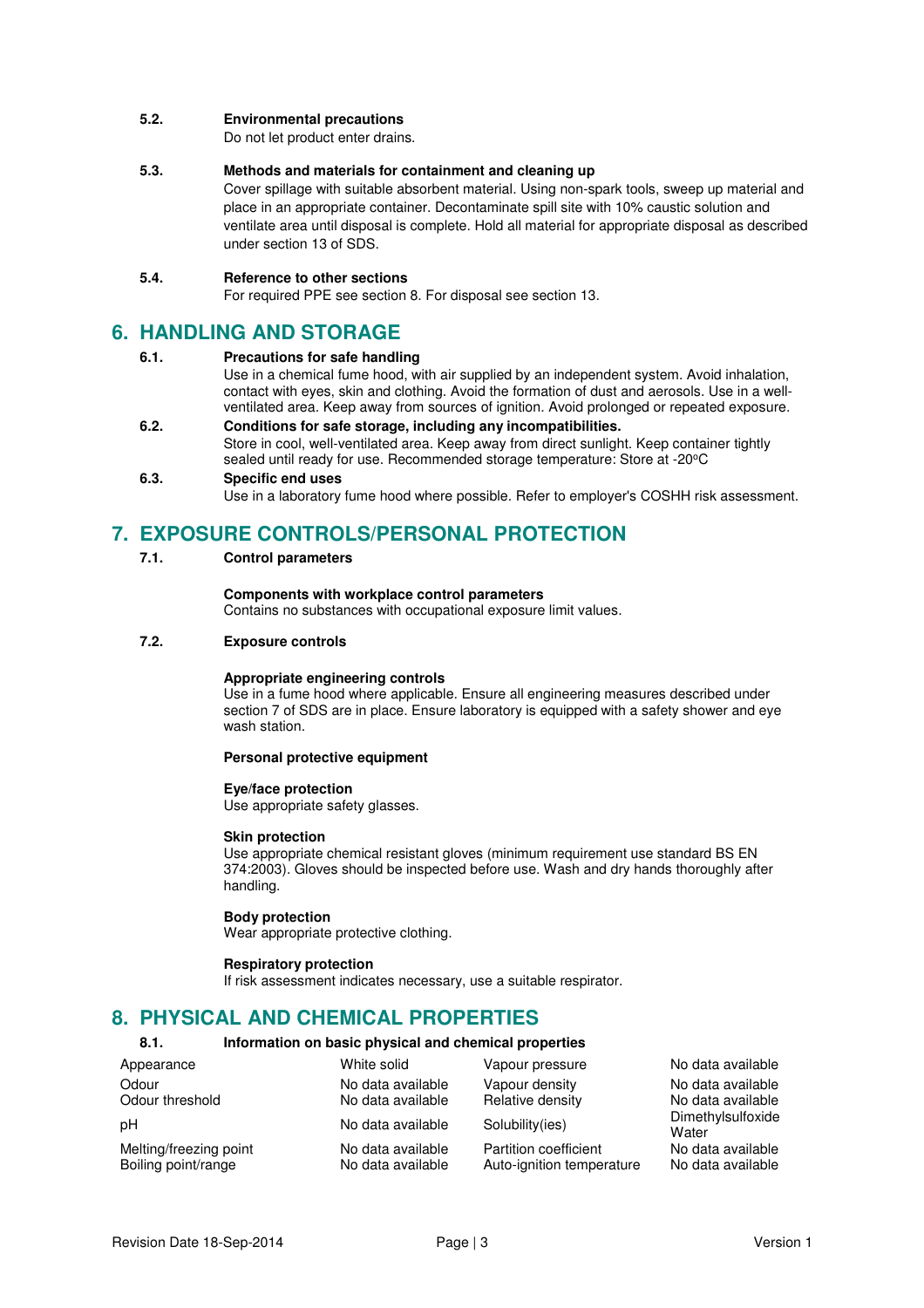#### 5.2. Environmental precautions

Do not let product enter drains.

#### 5.3. Methods and materials for containment and cleaning up

Cover spillage with suitable absorbent material. Using non-spark tools, sweep up material and place in an appropriate container. Decontaminate spill site with 10% caustic solution and ventilate area until disposal is complete. Hold all material for appropriate disposal as described under section 13 of SDS.

#### 5.4. Reference to other sections

For required PPE see section 8. For disposal see section 13.

## 6. HANDLING AND STORAGE

#### 6.1. Precautions for safe handling

Use in a chemical fume hood, with air supplied by an independent system. Avoid inhalation, contact with eyes, skin and clothing. Avoid the formation of dust and aerosols. Use in a well-ventilated area. Keep away from sources of ignition. Avoid prolonged or repeated exposure.

#### 6.2. Conditions for safe storage, including any incompatibilities.

Store in cool, well-ventilated area. Keep away from direct sunlight. Keep container tightly sealed until ready for use. Recommended storage temperature: Store at -20$^{o}$C

#### 6.3. Specific end uses

Use in a laboratory fume hood where possible. Refer to employer's COSHH risk assessment.

## 7. EXPOSURE CONTROLS/PERSONAL PROTECTION

#### 7.1. Control parameters

**Components with workplace control parameters**

Contains no substances with occupational exposure limit values.

#### 7.2. Exposure controls

**Appropriate engineering controls**

Use in a fume hood where applicable. Ensure all engineering measures described under section 7 of SDS are in place. Ensure laboratory is equipped with a safety shower and eye wash station.

**Personal protective equipment**

**Eye/face protection**

Use appropriate safety glasses.

**Skin protection**

Use appropriate chemical resistant gloves (minimum requirement use standard BS EN 374:2003). Gloves should be inspected before use. Wash and dry hands thoroughly after handling.

**Body protection**

Wear appropriate protective clothing.

**Respiratory protection**

If risk assessment indicates necessary, use a suitable respirator.

## 8. PHYSICAL AND CHEMICAL PROPERTIES

#### 8.1. Information on basic physical and chemical properties

| | | | |
|---|---|---|---|
| Appearance | White solid | Vapour pressure | No data available |
| Odour | No data available | Vapour density | No data available |
| Odour threshold | No data available | Relative density | No data available |
| pH | No data available | Solubility(ies) | Dimethylsulfoxide Water |
| Melting/freezing point | No data available | Partition coefficient | No data available |
| Boiling point/range | No data available | Auto-ignition temperature | No data available |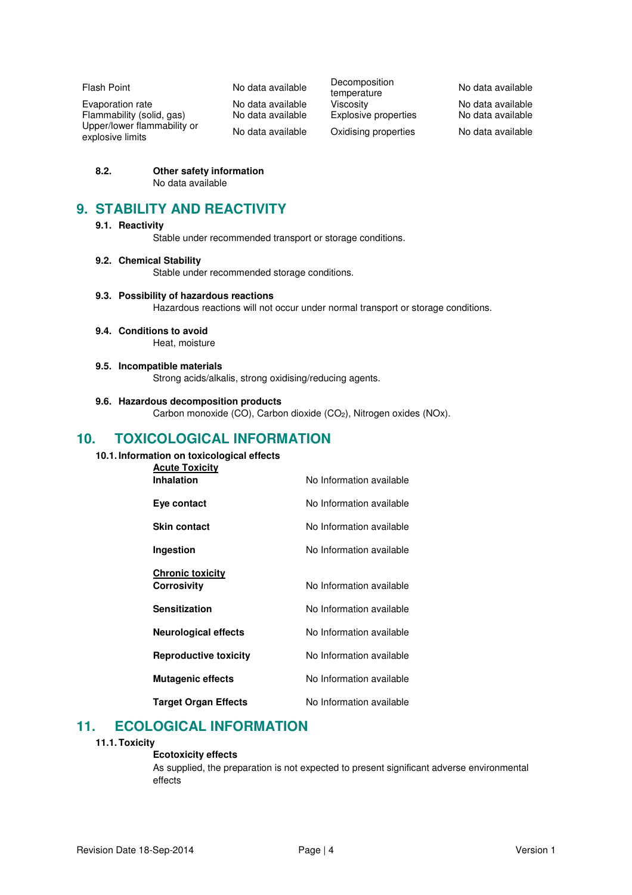| | | | |
|---|---|---|---|
| Flash Point | No data available | Decomposition temperature | No data available |
| Evaporation rate | No data available | Viscosity | No data available |
| Flammability (solid, gas) | No data available | Explosive properties | No data available |
| Upper/lower flammability or explosive limits | No data available | Oxidising properties | No data available |

**8.2. Other safety information**

No data available

## 9. STABILITY AND REACTIVITY

### 9.1. Reactivity

Stable under recommended transport or storage conditions.

### 9.2. Chemical Stability

Stable under recommended storage conditions.

### 9.3. Possibility of hazardous reactions

Hazardous reactions will not occur under normal transport or storage conditions.

### 9.4. Conditions to avoid

Heat, moisture

### 9.5. Incompatible materials

Strong acids/alkalis, strong oxidising/reducing agents.

### 9.6. Hazardous decomposition products

Carbon monoxide (CO), Carbon dioxide ($CO_2$), Nitrogen oxides (NOx).

## 10. TOXICOLOGICAL INFORMATION

### 10.1. Information on toxicological effects

**Acute Toxicity**

| | |
|---|---|
| **Inhalation** | No Information available |
| **Eye contact** | No Information available |
| **Skin contact** | No Information available |
| **Ingestion** | No Information available |

**Chronic toxicity**

| | |
|---|---|
| **Corrosivity** | No Information available |
| **Sensitization** | No Information available |
| **Neurological effects** | No Information available |
| **Reproductive toxicity** | No Information available |
| **Mutagenic effects** | No Information available |
| **Target Organ Effects** | No Information available |

## 11. ECOLOGICAL INFORMATION

### 11.1. Toxicity

**Ecotoxicity effects**

As supplied, the preparation is not expected to present significant adverse environmental effects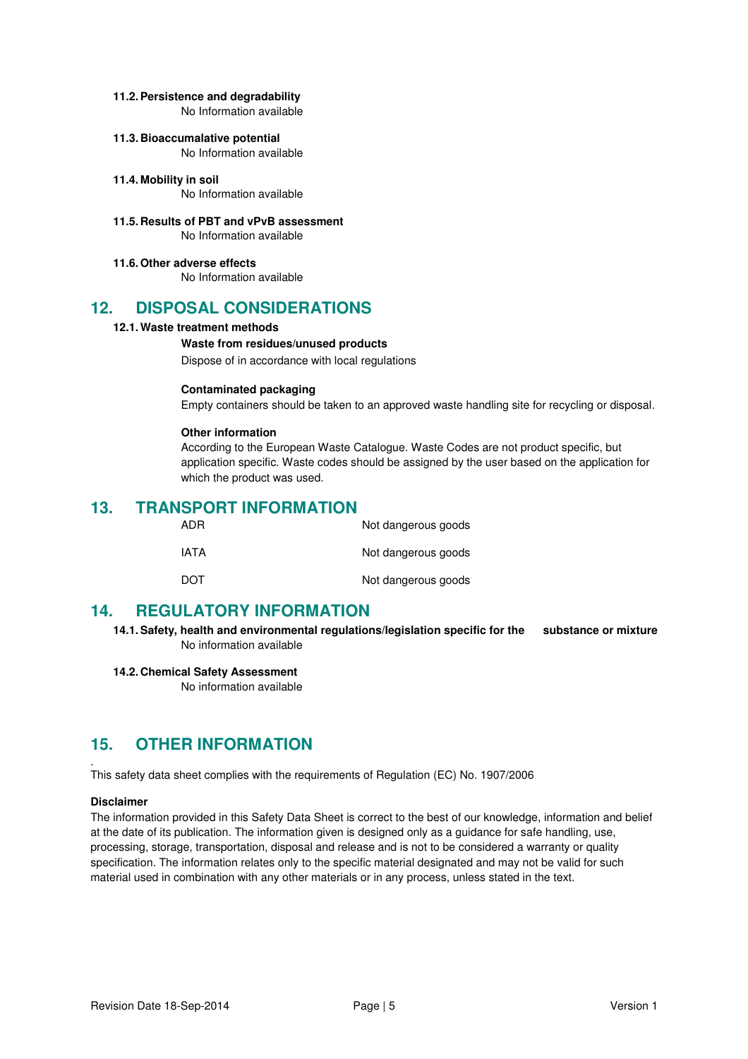### 11.2. Persistence and degradability

No Information available

### 11.3. Bioaccumalative potential

No Information available

### 11.4. Mobility in soil

No Information available

### 11.5. Results of PBT and vPvB assessment

No Information available

### 11.6. Other adverse effects

No Information available

## 12. DISPOSAL CONSIDERATIONS

### 12.1. Waste treatment methods

**Waste from residues/unused products**

Dispose of in accordance with local regulations

**Contaminated packaging**

Empty containers should be taken to an approved waste handling site for recycling or disposal.

**Other information**

According to the European Waste Catalogue. Waste Codes are not product specific, but application specific. Waste codes should be assigned by the user based on the application for which the product was used.

## 13. TRANSPORT INFORMATION

| | |
|---|---|
| ADR | Not dangerous goods |
| IATA | Not dangerous goods |
| DOT | Not dangerous goods |

## 14. REGULATORY INFORMATION

### 14.1. Safety, health and environmental regulations/legislation specific for the substance or mixture

No information available

### 14.2. Chemical Safety Assessment

No information available

## 15. OTHER INFORMATION

.
This safety data sheet complies with the requirements of Regulation (EC) No. 1907/2006

**Disclaimer**

The information provided in this Safety Data Sheet is correct to the best of our knowledge, information and belief at the date of its publication. The information given is designed only as a guidance for safe handling, use, processing, storage, transportation, disposal and release and is not to be considered a warranty or quality specification. The information relates only to the specific material designated and may not be valid for such material used in combination with any other materials or in any process, unless stated in the text.